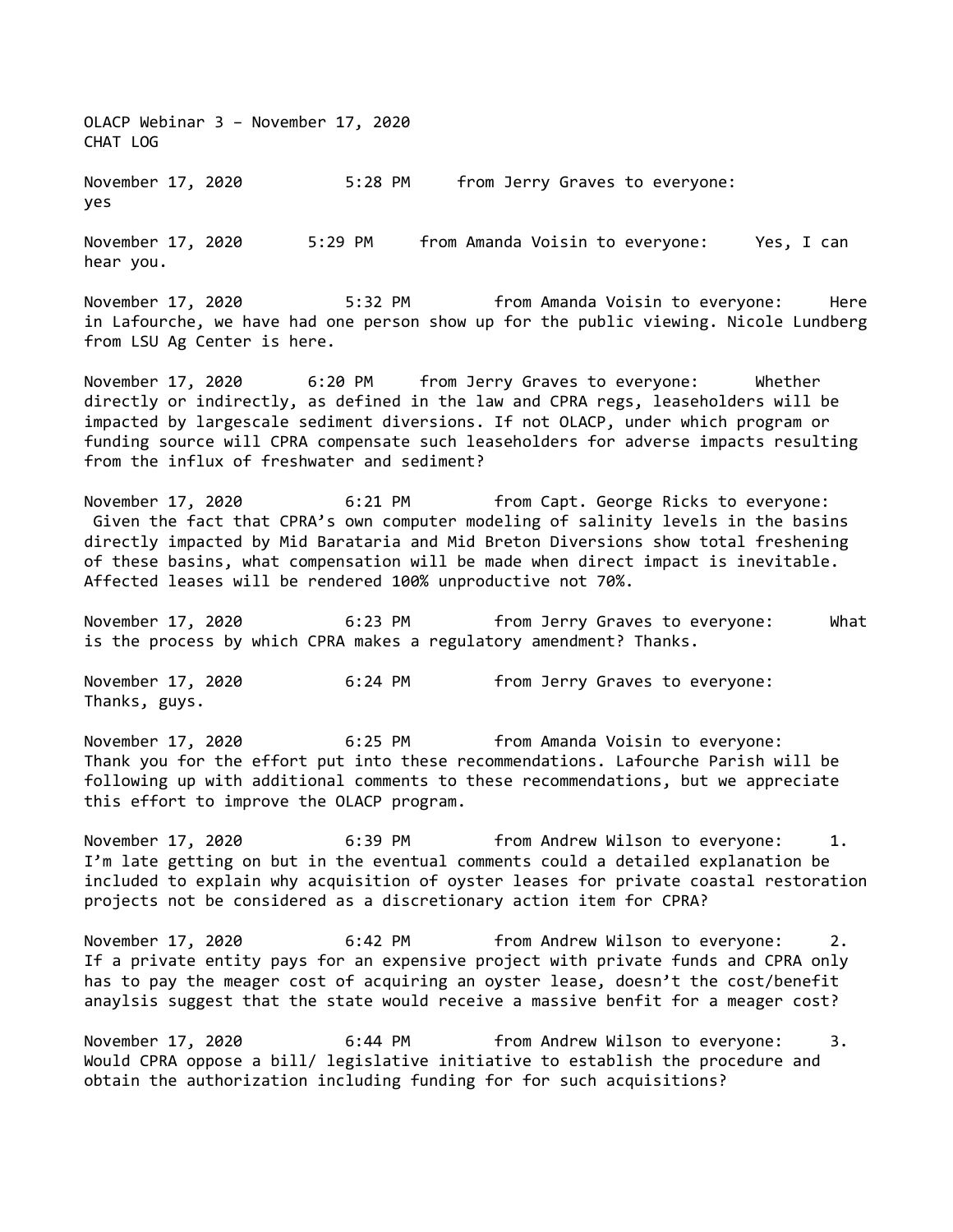OLACP Webinar 3 – November 17, 2020
CHAT LOG

November 17, 2020 5:28 PM from Jerry Graves to everyone:
yes

November 17, 2020 5:29 PM from Amanda Voisin to everyone: Yes, I can hear you.

November 17, 2020 5:32 PM from Amanda Voisin to everyone: Here in Lafourche, we have had one person show up for the public viewing. Nicole Lundberg from LSU Ag Center is here.

November 17, 2020 6:20 PM from Jerry Graves to everyone: Whether directly or indirectly, as defined in the law and CPRA regs, leaseholders will be impacted by largescale sediment diversions. If not OLACP, under which program or funding source will CPRA compensate such leaseholders for adverse impacts resulting from the influx of freshwater and sediment?

November 17, 2020 6:21 PM from Capt. George Ricks to everyone: Given the fact that CPRA's own computer modeling of salinity levels in the basins directly impacted by Mid Barataria and Mid Breton Diversions show total freshening of these basins, what compensation will be made when direct impact is inevitable. Affected leases will be rendered 100% unproductive not 70%.

November 17, 2020 6:23 PM from Jerry Graves to everyone: What is the process by which CPRA makes a regulatory amendment? Thanks.

November 17, 2020 6:24 PM from Jerry Graves to everyone:
Thanks, guys.

November 17, 2020 6:25 PM from Amanda Voisin to everyone:
Thank you for the effort put into these recommendations. Lafourche Parish will be following up with additional comments to these recommendations, but we appreciate this effort to improve the OLACP program.

November 17, 2020 6:39 PM from Andrew Wilson to everyone: 1. I'm late getting on but in the eventual comments could a detailed explanation be included to explain why acquisition of oyster leases for private coastal restoration projects not be considered as a discretionary action item for CPRA?

November 17, 2020 6:42 PM from Andrew Wilson to everyone: 2. If a private entity pays for an expensive project with private funds and CPRA only has to pay the meager cost of acquiring an oyster lease, doesn't the cost/benefit anaylsis suggest that the state would receive a massive benfit for a meager cost?

November 17, 2020 6:44 PM from Andrew Wilson to everyone: 3. Would CPRA oppose a bill/ legislative initiative to establish the procedure and obtain the authorization including funding for for such acquisitions?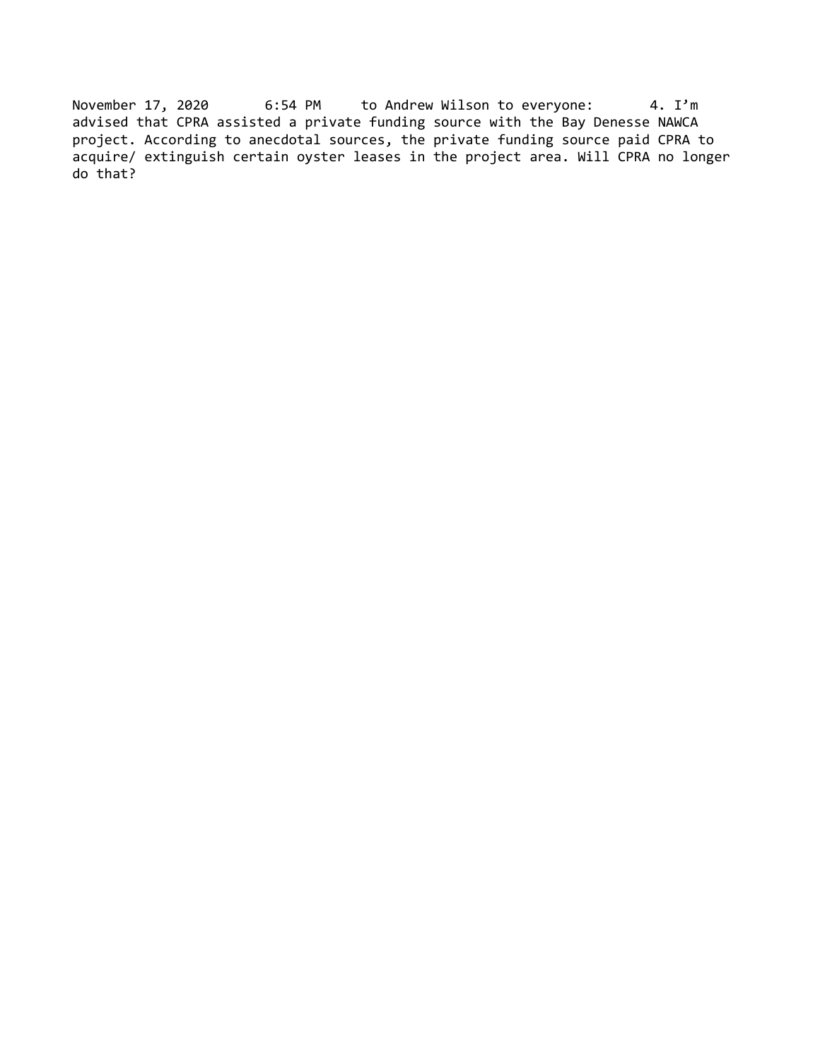November 17, 2020 6:54 PM to Andrew Wilson to everyone: 4. I’m advised that CPRA assisted a private funding source with the Bay Denesse NAWCA project. According to anecdotal sources, the private funding source paid CPRA to acquire/ extinguish certain oyster leases in the project area. Will CPRA no longer do that?